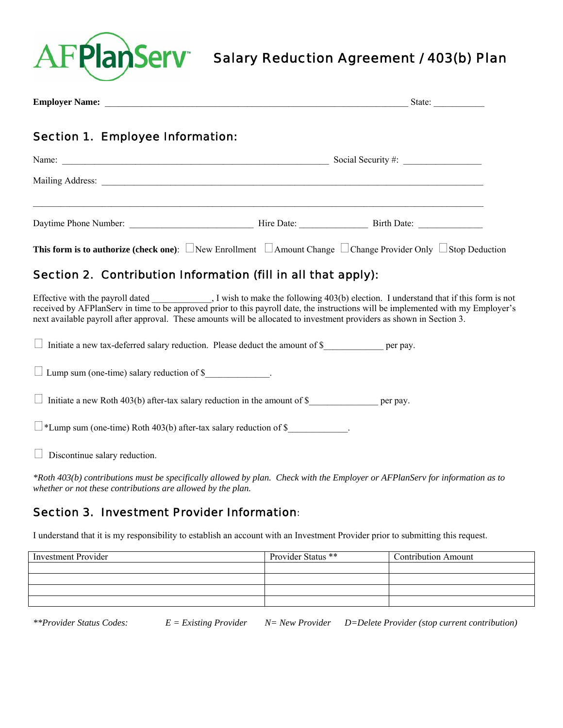AFPlanServ™

# Salary Reduction Agreement / 403(b) Plan

**Employer Name:** ______________________________________________ State: __________

## Section 1. Employee Information:

Name: ______________________________________________ Social Security #: ________________

Mailing Address: ______________________________________________________________________

______________________________________________________________________________________

Daytime Phone Number: ________________________ Hire Date: ______________ Birth Date: ______________

**This form is to authorize (check one)**: ☐ New Enrollment ☐ Amount Change ☐ Change Provider Only ☐ Stop Deduction

## Section 2. Contribution Information (fill in all that apply):

Effective with the payroll dated ____________, I wish to make the following 403(b) election. I understand that if this form is not received by AFPlanServ in time to be approved prior to this payroll date, the instructions will be implemented with my Employer's next available payroll after approval. These amounts will be allocated to investment providers as shown in Section 3.

☐ Initiate a new tax-deferred salary reduction. Please deduct the amount of $____________ per pay.

☐ Lump sum (one-time) salary reduction of $_____________.

☐ Initiate a new Roth 403(b) after-tax salary reduction in the amount of $______________ per pay.

☐ *Lump sum (one-time) Roth 403(b) after-tax salary reduction of $____________.

☐ Discontinue salary reduction.

*\*Roth 403(b) contributions must be specifically allowed by plan. Check with the Employer or AFPlanServ for information as to whether or not these contributions are allowed by the plan.*

## Section 3. Investment Provider Information:

I understand that it is my responsibility to establish an account with an Investment Provider prior to submitting this request.

| Investment Provider | Provider Status ** | Contribution Amount |
|---|---|---|
| | | |
| | | |
| | | |
| | | |

*\*\*Provider Status Codes: E = Existing Provider N= New Provider D=Delete Provider (stop current contribution)*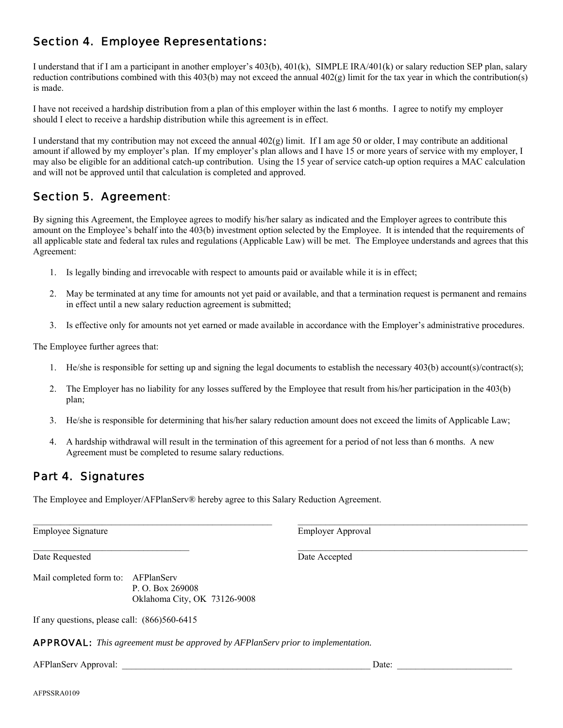## Section 4. Employee Representations:

I understand that if I am a participant in another employer's 403(b), 401(k), SIMPLE IRA/401(k) or salary reduction SEP plan, salary reduction contributions combined with this 403(b) may not exceed the annual 402(g) limit for the tax year in which the contribution(s) is made.

I have not received a hardship distribution from a plan of this employer within the last 6 months. I agree to notify my employer should I elect to receive a hardship distribution while this agreement is in effect.

I understand that my contribution may not exceed the annual 402(g) limit. If I am age 50 or older, I may contribute an additional amount if allowed by my employer's plan. If my employer's plan allows and I have 15 or more years of service with my employer, I may also be eligible for an additional catch-up contribution. Using the 15 year of service catch-up option requires a MAC calculation and will not be approved until that calculation is completed and approved.

## Section 5. Agreement:

By signing this Agreement, the Employee agrees to modify his/her salary as indicated and the Employer agrees to contribute this amount on the Employee's behalf into the 403(b) investment option selected by the Employee. It is intended that the requirements of all applicable state and federal tax rules and regulations (Applicable Law) will be met. The Employee understands and agrees that this Agreement:

1. Is legally binding and irrevocable with respect to amounts paid or available while it is in effect;
2. May be terminated at any time for amounts not yet paid or available, and that a termination request is permanent and remains in effect until a new salary reduction agreement is submitted;
3. Is effective only for amounts not yet earned or made available in accordance with the Employer's administrative procedures.

The Employee further agrees that:

1. He/she is responsible for setting up and signing the legal documents to establish the necessary 403(b) account(s)/contract(s);
2. The Employer has no liability for any losses suffered by the Employee that result from his/her participation in the 403(b) plan;
3. He/she is responsible for determining that his/her salary reduction amount does not exceed the limits of Applicable Law;
4. A hardship withdrawal will result in the termination of this agreement for a period of not less than 6 months. A new Agreement must be completed to resume salary reductions.

## Part 4. Signatures

The Employee and Employer/AFPlanServ® hereby agree to this Salary Reduction Agreement.

\_\_\_\_\_\_\_\_\_\_\_\_\_\_\_\_\_\_\_\_\_\_\_\_\_\_\_\_\_\_\_\_\_\_\_\_\_\_\_\_\_\_\_\_ \_\_\_\_\_\_\_\_\_\_\_\_\_\_\_\_\_\_\_\_\_\_\_\_\_\_\_\_\_\_\_\_\_\_\_\_\_\_\_\_\_\_\_\_
Employee Signature Employer Approval

\_\_\_\_\_\_\_\_\_\_\_\_\_\_\_\_\_\_\_\_\_\_\_\_\_\_\_\_\_\_ \_\_\_\_\_\_\_\_\_\_\_\_\_\_\_\_\_\_\_\_\_\_\_\_\_\_\_\_\_\_\_\_\_\_\_\_\_\_\_\_\_\_\_\_
Date Requested Date Accepted

Mail completed form to: AFPlanServ
P. O. Box 269008
Oklahoma City, OK 73126-9008

If any questions, please call: (866)560-6415

**APPROVAL:** *This agreement must be approved by AFPlanServ prior to implementation.*

AFPlanServ Approval: \_\_\_\_\_\_\_\_\_\_\_\_\_\_\_\_\_\_\_\_\_\_\_\_\_\_\_\_\_\_\_\_\_\_\_\_\_\_\_\_\_\_\_\_\_\_ Date: \_\_\_\_\_\_\_\_\_\_\_\_\_\_\_\_\_\_\_\_\_\_\_\_

AFPSSRA0109